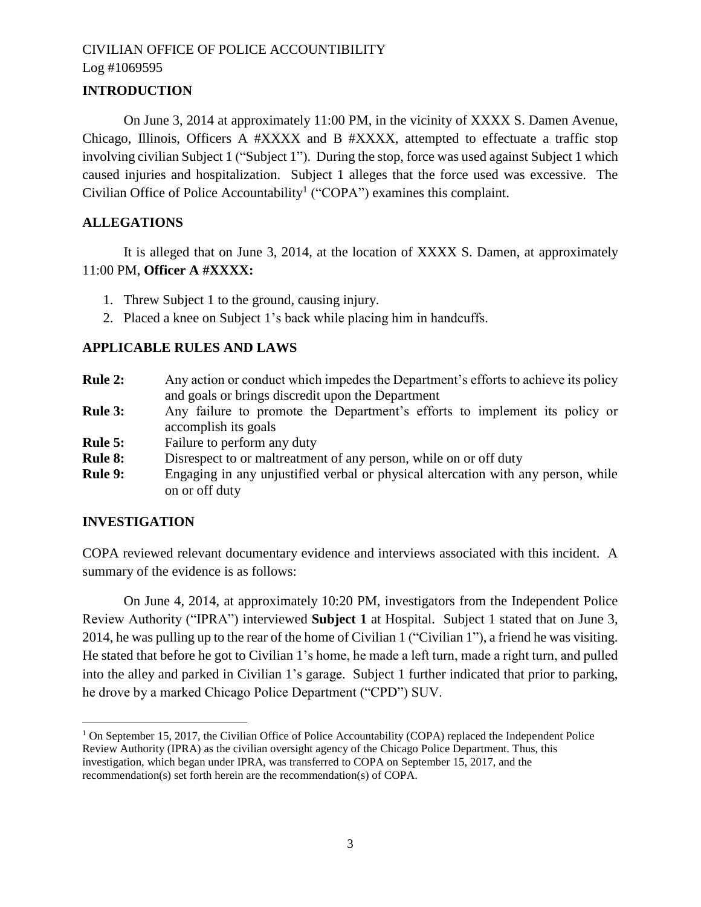CIVILIAN OFFICE OF POLICE ACCOUNTIBILITY
Log #1069595

## INTRODUCTION

On June 3, 2014 at approximately 11:00 PM, in the vicinity of XXXX S. Damen Avenue, Chicago, Illinois, Officers A #XXXX and B #XXXX, attempted to effectuate a traffic stop involving civilian Subject 1 ("Subject 1"). During the stop, force was used against Subject 1 which caused injuries and hospitalization. Subject 1 alleges that the force used was excessive. The Civilian Office of Police Accountability[1] ("COPA") examines this complaint.

## ALLEGATIONS

It is alleged that on June 3, 2014, at the location of XXXX S. Damen, at approximately 11:00 PM, **Officer A #XXXX:**

1. Threw Subject 1 to the ground, causing injury.
2. Placed a knee on Subject 1's back while placing him in handcuffs.

## APPLICABLE RULES AND LAWS

| | |
|---|---|
| **Rule 2:** | Any action or conduct which impedes the Department's efforts to achieve its policy and goals or brings discredit upon the Department |
| **Rule 3:** | Any failure to promote the Department's efforts to implement its policy or accomplish its goals |
| **Rule 5:** | Failure to perform any duty |
| **Rule 8:** | Disrespect to or maltreatment of any person, while on or off duty |
| **Rule 9:** | Engaging in any unjustified verbal or physical altercation with any person, while on or off duty |

## INVESTIGATION

COPA reviewed relevant documentary evidence and interviews associated with this incident. A summary of the evidence is as follows:

On June 4, 2014, at approximately 10:20 PM, investigators from the Independent Police Review Authority ("IPRA") interviewed **Subject 1** at Hospital. Subject 1 stated that on June 3, 2014, he was pulling up to the rear of the home of Civilian 1 ("Civilian 1"), a friend he was visiting. He stated that before he got to Civilian 1's home, he made a left turn, made a right turn, and pulled into the alley and parked in Civilian 1's garage. Subject 1 further indicated that prior to parking, he drove by a marked Chicago Police Department ("CPD") SUV.

---

[1] On September 15, 2017, the Civilian Office of Police Accountability (COPA) replaced the Independent Police Review Authority (IPRA) as the civilian oversight agency of the Chicago Police Department. Thus, this investigation, which began under IPRA, was transferred to COPA on September 15, 2017, and the recommendation(s) set forth herein are the recommendation(s) of COPA.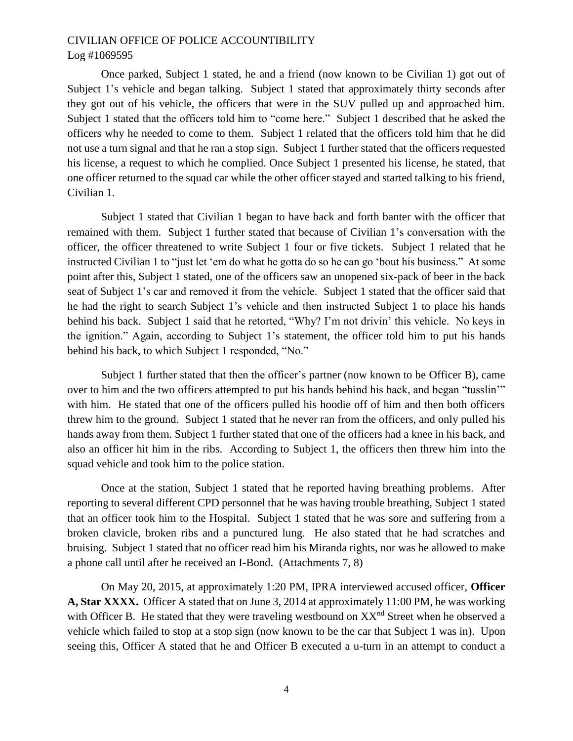Once parked, Subject 1 stated, he and a friend (now known to be Civilian 1) got out of Subject 1's vehicle and began talking. Subject 1 stated that approximately thirty seconds after they got out of his vehicle, the officers that were in the SUV pulled up and approached him. Subject 1 stated that the officers told him to "come here." Subject 1 described that he asked the officers why he needed to come to them. Subject 1 related that the officers told him that he did not use a turn signal and that he ran a stop sign. Subject 1 further stated that the officers requested his license, a request to which he complied. Once Subject 1 presented his license, he stated, that one officer returned to the squad car while the other officer stayed and started talking to his friend, Civilian 1.

Subject 1 stated that Civilian 1 began to have back and forth banter with the officer that remained with them. Subject 1 further stated that because of Civilian 1's conversation with the officer, the officer threatened to write Subject 1 four or five tickets. Subject 1 related that he instructed Civilian 1 to "just let 'em do what he gotta do so he can go 'bout his business." At some point after this, Subject 1 stated, one of the officers saw an unopened six-pack of beer in the back seat of Subject 1's car and removed it from the vehicle. Subject 1 stated that the officer said that he had the right to search Subject 1's vehicle and then instructed Subject 1 to place his hands behind his back. Subject 1 said that he retorted, "Why? I'm not drivin' this vehicle. No keys in the ignition." Again, according to Subject 1's statement, the officer told him to put his hands behind his back, to which Subject 1 responded, "No."

Subject 1 further stated that then the officer's partner (now known to be Officer B), came over to him and the two officers attempted to put his hands behind his back, and began "tusslin'" with him. He stated that one of the officers pulled his hoodie off of him and then both officers threw him to the ground. Subject 1 stated that he never ran from the officers, and only pulled his hands away from them. Subject 1 further stated that one of the officers had a knee in his back, and also an officer hit him in the ribs. According to Subject 1, the officers then threw him into the squad vehicle and took him to the police station.

Once at the station, Subject 1 stated that he reported having breathing problems. After reporting to several different CPD personnel that he was having trouble breathing, Subject 1 stated that an officer took him to the Hospital. Subject 1 stated that he was sore and suffering from a broken clavicle, broken ribs and a punctured lung. He also stated that he had scratches and bruising. Subject 1 stated that no officer read him his Miranda rights, nor was he allowed to make a phone call until after he received an I-Bond. (Attachments 7, 8)

On May 20, 2015, at approximately 1:20 PM, IPRA interviewed accused officer, **Officer A, Star XXXX.** Officer A stated that on June 3, 2014 at approximately 11:00 PM, he was working with Officer B. He stated that they were traveling westbound on XX[nd] Street when he observed a vehicle which failed to stop at a stop sign (now known to be the car that Subject 1 was in). Upon seeing this, Officer A stated that he and Officer B executed a u-turn in an attempt to conduct a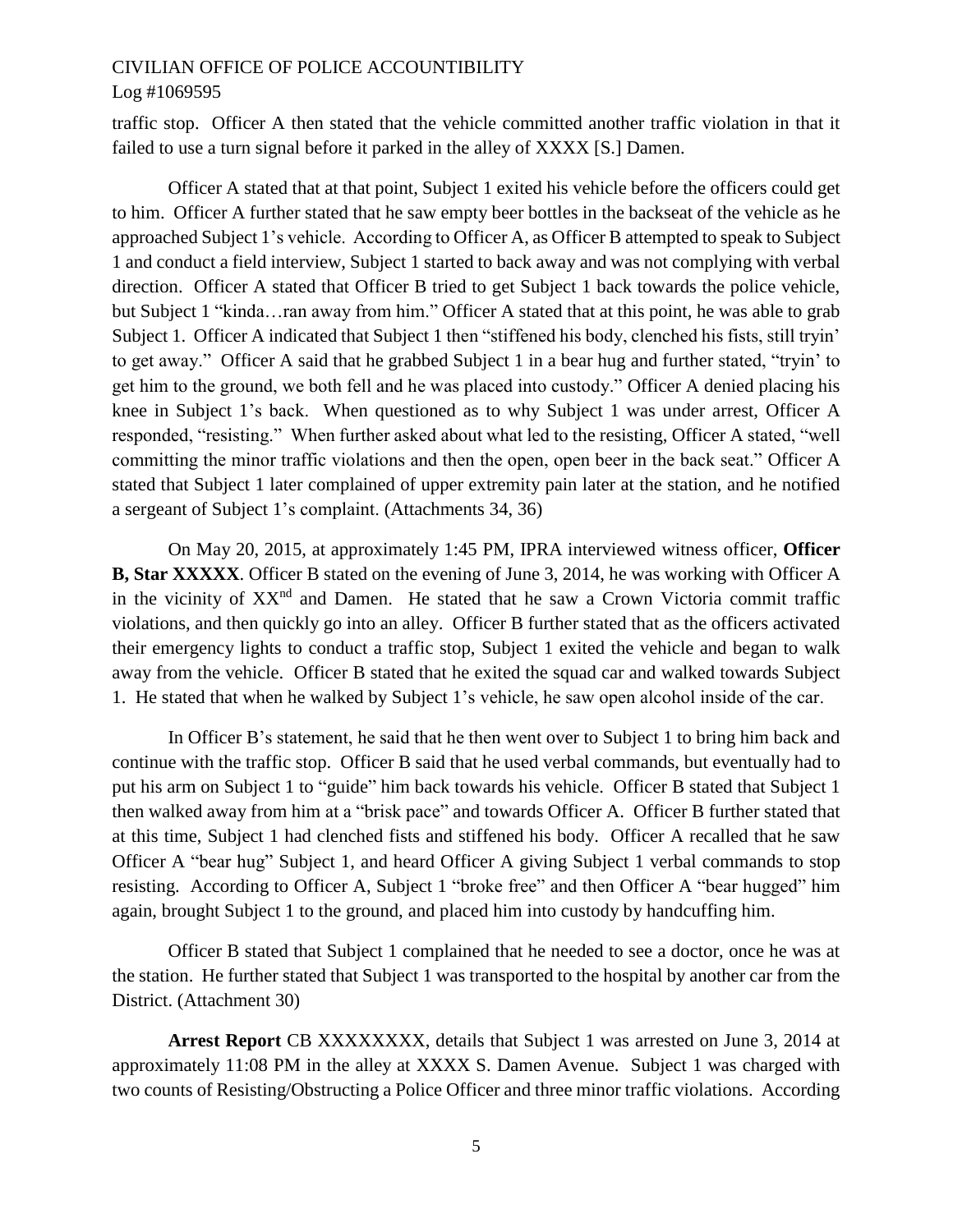traffic stop. Officer A then stated that the vehicle committed another traffic violation in that it failed to use a turn signal before it parked in the alley of XXXX [S.] Damen.

Officer A stated that at that point, Subject 1 exited his vehicle before the officers could get to him. Officer A further stated that he saw empty beer bottles in the backseat of the vehicle as he approached Subject 1's vehicle. According to Officer A, as Officer B attempted to speak to Subject 1 and conduct a field interview, Subject 1 started to back away and was not complying with verbal direction. Officer A stated that Officer B tried to get Subject 1 back towards the police vehicle, but Subject 1 "kinda…ran away from him." Officer A stated that at this point, he was able to grab Subject 1. Officer A indicated that Subject 1 then "stiffened his body, clenched his fists, still tryin' to get away." Officer A said that he grabbed Subject 1 in a bear hug and further stated, "tryin' to get him to the ground, we both fell and he was placed into custody." Officer A denied placing his knee in Subject 1's back. When questioned as to why Subject 1 was under arrest, Officer A responded, "resisting." When further asked about what led to the resisting, Officer A stated, "well committing the minor traffic violations and then the open, open beer in the back seat." Officer A stated that Subject 1 later complained of upper extremity pain later at the station, and he notified a sergeant of Subject 1's complaint. (Attachments 34, 36)

On May 20, 2015, at approximately 1:45 PM, IPRA interviewed witness officer, **Officer B, Star XXXXX**. Officer B stated on the evening of June 3, 2014, he was working with Officer A in the vicinity of XX[nd] and Damen. He stated that he saw a Crown Victoria commit traffic violations, and then quickly go into an alley. Officer B further stated that as the officers activated their emergency lights to conduct a traffic stop, Subject 1 exited the vehicle and began to walk away from the vehicle. Officer B stated that he exited the squad car and walked towards Subject 1. He stated that when he walked by Subject 1's vehicle, he saw open alcohol inside of the car.

In Officer B's statement, he said that he then went over to Subject 1 to bring him back and continue with the traffic stop. Officer B said that he used verbal commands, but eventually had to put his arm on Subject 1 to "guide" him back towards his vehicle. Officer B stated that Subject 1 then walked away from him at a "brisk pace" and towards Officer A. Officer B further stated that at this time, Subject 1 had clenched fists and stiffened his body. Officer A recalled that he saw Officer A "bear hug" Subject 1, and heard Officer A giving Subject 1 verbal commands to stop resisting. According to Officer A, Subject 1 "broke free" and then Officer A "bear hugged" him again, brought Subject 1 to the ground, and placed him into custody by handcuffing him.

Officer B stated that Subject 1 complained that he needed to see a doctor, once he was at the station. He further stated that Subject 1 was transported to the hospital by another car from the District. (Attachment 30)

**Arrest Report** CB XXXXXXXX, details that Subject 1 was arrested on June 3, 2014 at approximately 11:08 PM in the alley at XXXX S. Damen Avenue. Subject 1 was charged with two counts of Resisting/Obstructing a Police Officer and three minor traffic violations. According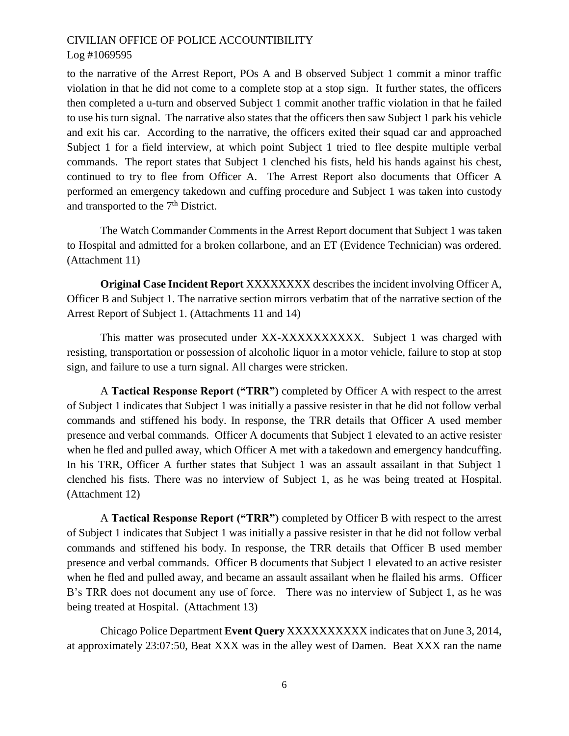to the narrative of the Arrest Report, POs A and B observed Subject 1 commit a minor traffic violation in that he did not come to a complete stop at a stop sign. It further states, the officers then completed a u-turn and observed Subject 1 commit another traffic violation in that he failed to use his turn signal. The narrative also states that the officers then saw Subject 1 park his vehicle and exit his car. According to the narrative, the officers exited their squad car and approached Subject 1 for a field interview, at which point Subject 1 tried to flee despite multiple verbal commands. The report states that Subject 1 clenched his fists, held his hands against his chest, continued to try to flee from Officer A. The Arrest Report also documents that Officer A performed an emergency takedown and cuffing procedure and Subject 1 was taken into custody and transported to the 7th District.

The Watch Commander Comments in the Arrest Report document that Subject 1 was taken to Hospital and admitted for a broken collarbone, and an ET (Evidence Technician) was ordered. (Attachment 11)

**Original Case Incident Report** XXXXXXXX describes the incident involving Officer A, Officer B and Subject 1. The narrative section mirrors verbatim that of the narrative section of the Arrest Report of Subject 1. (Attachments 11 and 14)

This matter was prosecuted under XX-XXXXXXXXXX. Subject 1 was charged with resisting, transportation or possession of alcoholic liquor in a motor vehicle, failure to stop at stop sign, and failure to use a turn signal. All charges were stricken.

A **Tactical Response Report ("TRR")** completed by Officer A with respect to the arrest of Subject 1 indicates that Subject 1 was initially a passive resister in that he did not follow verbal commands and stiffened his body. In response, the TRR details that Officer A used member presence and verbal commands. Officer A documents that Subject 1 elevated to an active resister when he fled and pulled away, which Officer A met with a takedown and emergency handcuffing. In his TRR, Officer A further states that Subject 1 was an assault assailant in that Subject 1 clenched his fists. There was no interview of Subject 1, as he was being treated at Hospital. (Attachment 12)

A **Tactical Response Report ("TRR")** completed by Officer B with respect to the arrest of Subject 1 indicates that Subject 1 was initially a passive resister in that he did not follow verbal commands and stiffened his body. In response, the TRR details that Officer B used member presence and verbal commands. Officer B documents that Subject 1 elevated to an active resister when he fled and pulled away, and became an assault assailant when he flailed his arms. Officer B's TRR does not document any use of force. There was no interview of Subject 1, as he was being treated at Hospital. (Attachment 13)

Chicago Police Department **Event Query** XXXXXXXXXX indicates that on June 3, 2014, at approximately 23:07:50, Beat XXX was in the alley west of Damen. Beat XXX ran the name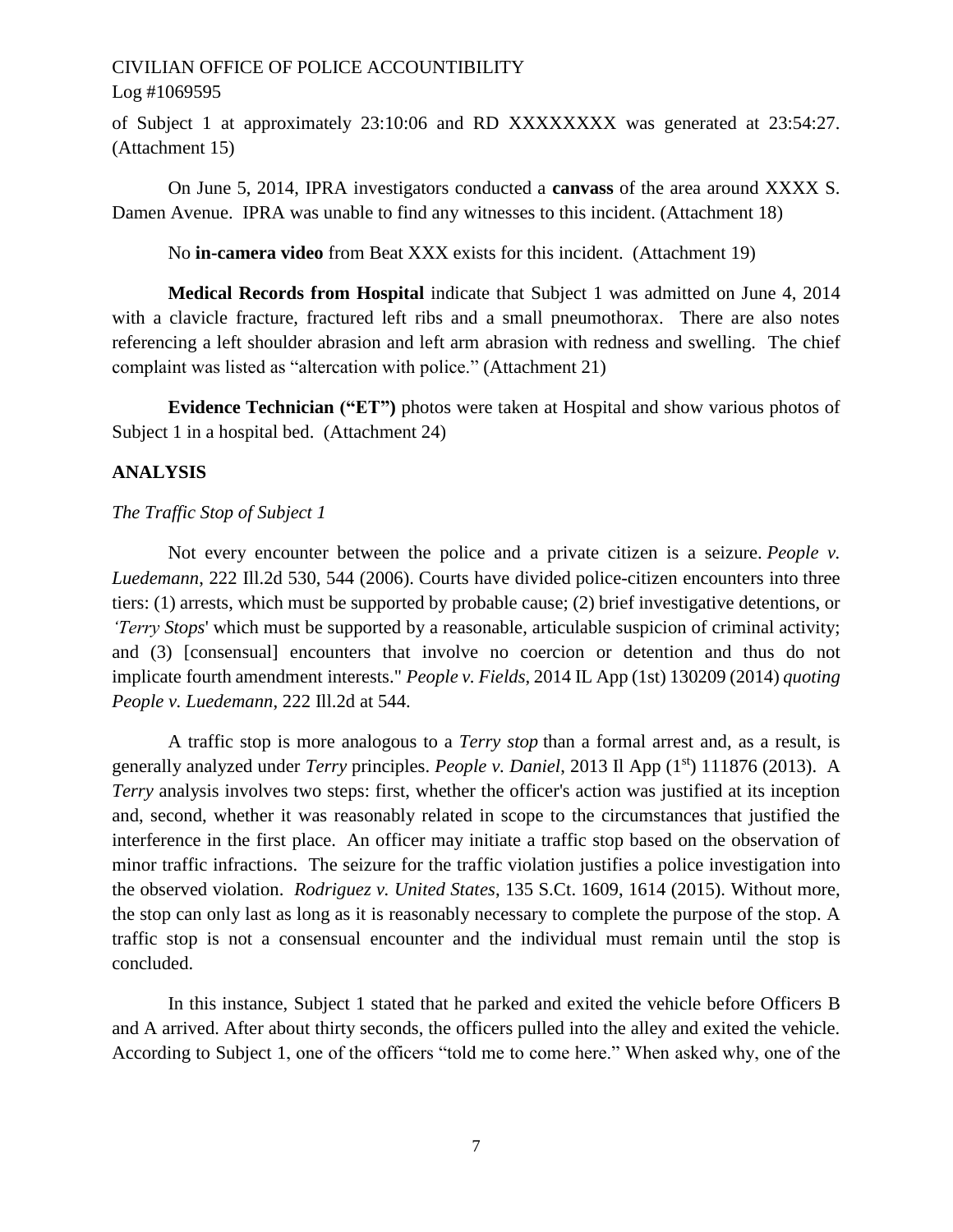of Subject 1 at approximately 23:10:06 and RD XXXXXXXX was generated at 23:54:27. (Attachment 15)

On June 5, 2014, IPRA investigators conducted a **canvass** of the area around XXXX S. Damen Avenue. IPRA was unable to find any witnesses to this incident. (Attachment 18)

No **in-camera video** from Beat XXX exists for this incident. (Attachment 19)

**Medical Records from Hospital** indicate that Subject 1 was admitted on June 4, 2014 with a clavicle fracture, fractured left ribs and a small pneumothorax. There are also notes referencing a left shoulder abrasion and left arm abrasion with redness and swelling. The chief complaint was listed as "altercation with police." (Attachment 21)

**Evidence Technician ("ET")** photos were taken at Hospital and show various photos of Subject 1 in a hospital bed. (Attachment 24)

## ANALYSIS

*The Traffic Stop of Subject 1*

Not every encounter between the police and a private citizen is a seizure. *People v. Luedemann*, 222 Ill.2d 530, 544 (2006). Courts have divided police-citizen encounters into three tiers: (1) arrests, which must be supported by probable cause; (2) brief investigative detentions, or *'Terry Stops*' which must be supported by a reasonable, articulable suspicion of criminal activity; and (3) [consensual] encounters that involve no coercion or detention and thus do not implicate fourth amendment interests." *People v. Fields*, 2014 IL App (1st) 130209 (2014) *quoting People v. Luedemann*, 222 Ill.2d at 544.

A traffic stop is more analogous to a *Terry stop* than a formal arrest and, as a result, is generally analyzed under *Terry* principles. *People v. Daniel*, 2013 Il App (1st) 111876 (2013). A *Terry* analysis involves two steps: first, whether the officer's action was justified at its inception and, second, whether it was reasonably related in scope to the circumstances that justified the interference in the first place. An officer may initiate a traffic stop based on the observation of minor traffic infractions. The seizure for the traffic violation justifies a police investigation into the observed violation. *Rodriguez v. United States*, 135 S.Ct. 1609, 1614 (2015). Without more, the stop can only last as long as it is reasonably necessary to complete the purpose of the stop. A traffic stop is not a consensual encounter and the individual must remain until the stop is concluded.

In this instance, Subject 1 stated that he parked and exited the vehicle before Officers B and A arrived. After about thirty seconds, the officers pulled into the alley and exited the vehicle. According to Subject 1, one of the officers "told me to come here." When asked why, one of the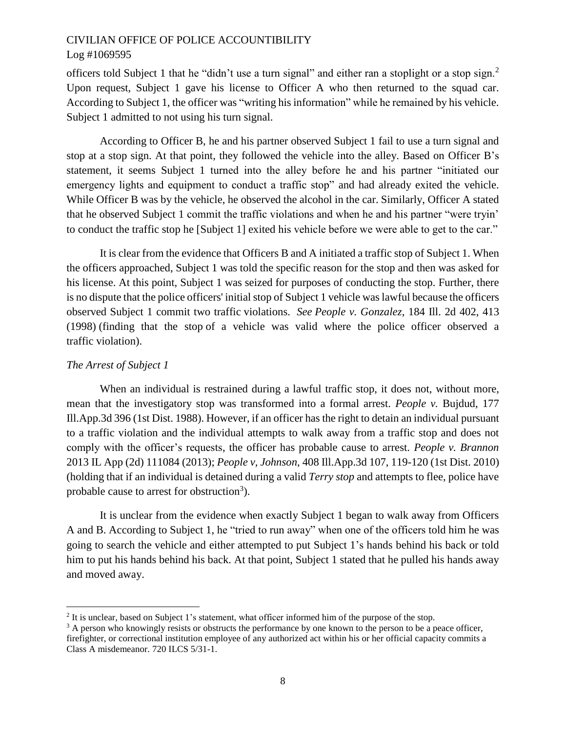officers told Subject 1 that he "didn't use a turn signal" and either ran a stoplight or a stop sign.[2] Upon request, Subject 1 gave his license to Officer A who then returned to the squad car. According to Subject 1, the officer was "writing his information" while he remained by his vehicle. Subject 1 admitted to not using his turn signal.

According to Officer B, he and his partner observed Subject 1 fail to use a turn signal and stop at a stop sign. At that point, they followed the vehicle into the alley. Based on Officer B's statement, it seems Subject 1 turned into the alley before he and his partner "initiated our emergency lights and equipment to conduct a traffic stop" and had already exited the vehicle. While Officer B was by the vehicle, he observed the alcohol in the car. Similarly, Officer A stated that he observed Subject 1 commit the traffic violations and when he and his partner "were tryin' to conduct the traffic stop he [Subject 1] exited his vehicle before we were able to get to the car."

It is clear from the evidence that Officers B and A initiated a traffic stop of Subject 1. When the officers approached, Subject 1 was told the specific reason for the stop and then was asked for his license. At this point, Subject 1 was seized for purposes of conducting the stop. Further, there is no dispute that the police officers' initial stop of Subject 1 vehicle was lawful because the officers observed Subject 1 commit two traffic violations. *See People v. Gonzalez*, 184 Ill. 2d 402, 413 (1998) (finding that the stop of a vehicle was valid where the police officer observed a traffic violation).

*The Arrest of Subject 1*

When an individual is restrained during a lawful traffic stop, it does not, without more, mean that the investigatory stop was transformed into a formal arrest. *People v.* Bujdud, 177 Ill.App.3d 396 (1st Dist. 1988). However, if an officer has the right to detain an individual pursuant to a traffic violation and the individual attempts to walk away from a traffic stop and does not comply with the officer's requests, the officer has probable cause to arrest. *People v. Brannon* 2013 IL App (2d) 111084 (2013); *People v, Johnson*, 408 Ill.App.3d 107, 119-120 (1st Dist. 2010) (holding that if an individual is detained during a valid *Terry stop* and attempts to flee, police have probable cause to arrest for obstruction[3]).

It is unclear from the evidence when exactly Subject 1 began to walk away from Officers A and B. According to Subject 1, he "tried to run away" when one of the officers told him he was going to search the vehicle and either attempted to put Subject 1's hands behind his back or told him to put his hands behind his back. At that point, Subject 1 stated that he pulled his hands away and moved away.

---

[2] It is unclear, based on Subject 1's statement, what officer informed him of the purpose of the stop.

[3] A person who knowingly resists or obstructs the performance by one known to the person to be a peace officer, firefighter, or correctional institution employee of any authorized act within his or her official capacity commits a Class A misdemeanor. 720 ILCS 5/31-1.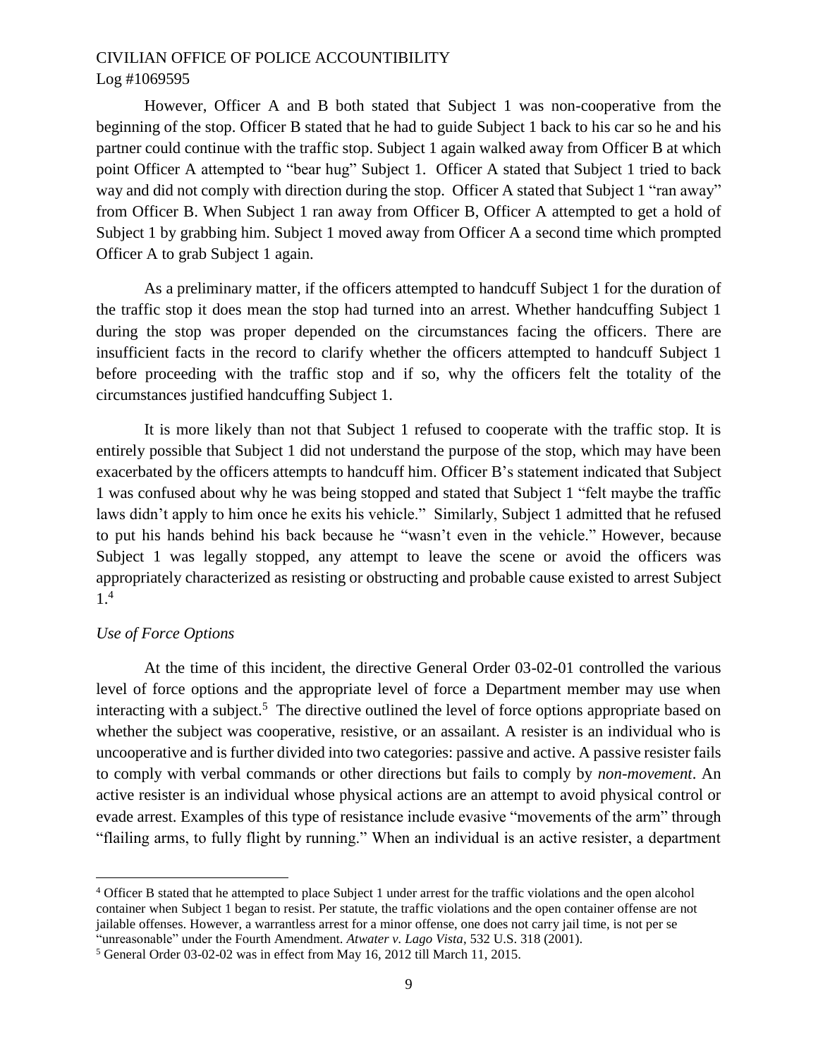However, Officer A and B both stated that Subject 1 was non-cooperative from the beginning of the stop. Officer B stated that he had to guide Subject 1 back to his car so he and his partner could continue with the traffic stop. Subject 1 again walked away from Officer B at which point Officer A attempted to "bear hug" Subject 1. Officer A stated that Subject 1 tried to back way and did not comply with direction during the stop. Officer A stated that Subject 1 "ran away" from Officer B. When Subject 1 ran away from Officer B, Officer A attempted to get a hold of Subject 1 by grabbing him. Subject 1 moved away from Officer A a second time which prompted Officer A to grab Subject 1 again.

As a preliminary matter, if the officers attempted to handcuff Subject 1 for the duration of the traffic stop it does mean the stop had turned into an arrest. Whether handcuffing Subject 1 during the stop was proper depended on the circumstances facing the officers. There are insufficient facts in the record to clarify whether the officers attempted to handcuff Subject 1 before proceeding with the traffic stop and if so, why the officers felt the totality of the circumstances justified handcuffing Subject 1.

It is more likely than not that Subject 1 refused to cooperate with the traffic stop. It is entirely possible that Subject 1 did not understand the purpose of the stop, which may have been exacerbated by the officers attempts to handcuff him. Officer B's statement indicated that Subject 1 was confused about why he was being stopped and stated that Subject 1 "felt maybe the traffic laws didn't apply to him once he exits his vehicle." Similarly, Subject 1 admitted that he refused to put his hands behind his back because he "wasn't even in the vehicle." However, because Subject 1 was legally stopped, any attempt to leave the scene or avoid the officers was appropriately characterized as resisting or obstructing and probable cause existed to arrest Subject 1.[4]

*Use of Force Options*

At the time of this incident, the directive General Order 03-02-01 controlled the various level of force options and the appropriate level of force a Department member may use when interacting with a subject.[5] The directive outlined the level of force options appropriate based on whether the subject was cooperative, resistive, or an assailant. A resister is an individual who is uncooperative and is further divided into two categories: passive and active. A passive resister fails to comply with verbal commands or other directions but fails to comply by *non-movement*. An active resister is an individual whose physical actions are an attempt to avoid physical control or evade arrest. Examples of this type of resistance include evasive "movements of the arm" through "flailing arms, to fully flight by running." When an individual is an active resister, a department

---

[4] Officer B stated that he attempted to place Subject 1 under arrest for the traffic violations and the open alcohol container when Subject 1 began to resist. Per statute, the traffic violations and the open container offense are not jailable offenses. However, a warrantless arrest for a minor offense, one does not carry jail time, is not per se "unreasonable" under the Fourth Amendment. *Atwater v. Lago Vista*, 532 U.S. 318 (2001).

[5] General Order 03-02-02 was in effect from May 16, 2012 till March 11, 2015.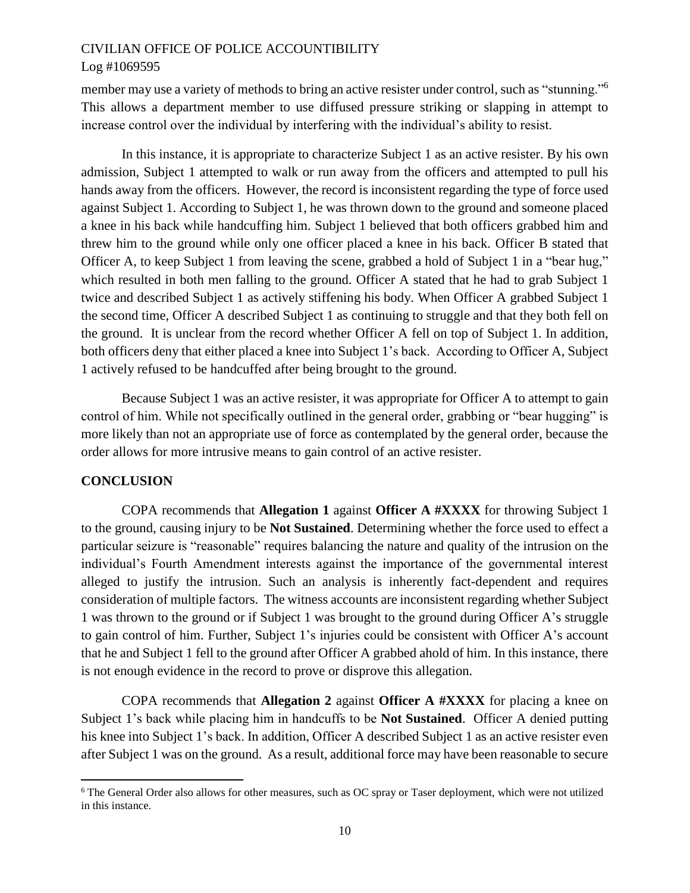member may use a variety of methods to bring an active resister under control, such as "stunning."[6] This allows a department member to use diffused pressure striking or slapping in attempt to increase control over the individual by interfering with the individual's ability to resist.

In this instance, it is appropriate to characterize Subject 1 as an active resister. By his own admission, Subject 1 attempted to walk or run away from the officers and attempted to pull his hands away from the officers. However, the record is inconsistent regarding the type of force used against Subject 1. According to Subject 1, he was thrown down to the ground and someone placed a knee in his back while handcuffing him. Subject 1 believed that both officers grabbed him and threw him to the ground while only one officer placed a knee in his back. Officer B stated that Officer A, to keep Subject 1 from leaving the scene, grabbed a hold of Subject 1 in a "bear hug," which resulted in both men falling to the ground. Officer A stated that he had to grab Subject 1 twice and described Subject 1 as actively stiffening his body. When Officer A grabbed Subject 1 the second time, Officer A described Subject 1 as continuing to struggle and that they both fell on the ground. It is unclear from the record whether Officer A fell on top of Subject 1. In addition, both officers deny that either placed a knee into Subject 1's back. According to Officer A, Subject 1 actively refused to be handcuffed after being brought to the ground.

Because Subject 1 was an active resister, it was appropriate for Officer A to attempt to gain control of him. While not specifically outlined in the general order, grabbing or "bear hugging" is more likely than not an appropriate use of force as contemplated by the general order, because the order allows for more intrusive means to gain control of an active resister.

## CONCLUSION

COPA recommends that **Allegation 1** against **Officer A #XXXX** for throwing Subject 1 to the ground, causing injury to be **Not Sustained**. Determining whether the force used to effect a particular seizure is "reasonable" requires balancing the nature and quality of the intrusion on the individual's Fourth Amendment interests against the importance of the governmental interest alleged to justify the intrusion. Such an analysis is inherently fact-dependent and requires consideration of multiple factors. The witness accounts are inconsistent regarding whether Subject 1 was thrown to the ground or if Subject 1 was brought to the ground during Officer A's struggle to gain control of him. Further, Subject 1's injuries could be consistent with Officer A's account that he and Subject 1 fell to the ground after Officer A grabbed ahold of him. In this instance, there is not enough evidence in the record to prove or disprove this allegation.

COPA recommends that **Allegation 2** against **Officer A #XXXX** for placing a knee on Subject 1's back while placing him in handcuffs to be **Not Sustained**. Officer A denied putting his knee into Subject 1's back. In addition, Officer A described Subject 1 as an active resister even after Subject 1 was on the ground. As a result, additional force may have been reasonable to secure

---

[6] The General Order also allows for other measures, such as OC spray or Taser deployment, which were not utilized in this instance.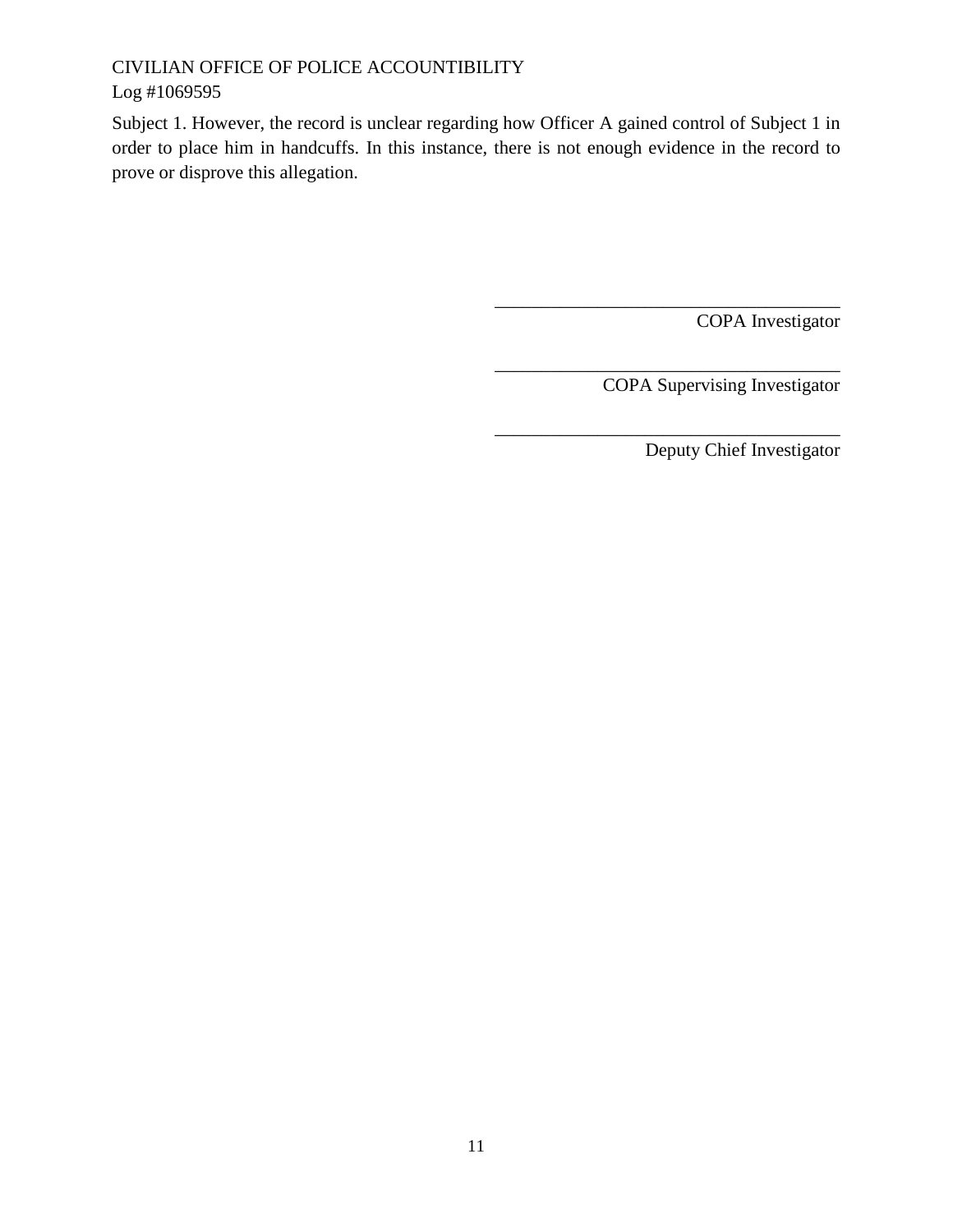Subject 1. However, the record is unclear regarding how Officer A gained control of Subject 1 in order to place him in handcuffs. In this instance, there is not enough evidence in the record to prove or disprove this allegation.

______________________________________
COPA Investigator

______________________________________
COPA Supervising Investigator

______________________________________
Deputy Chief Investigator